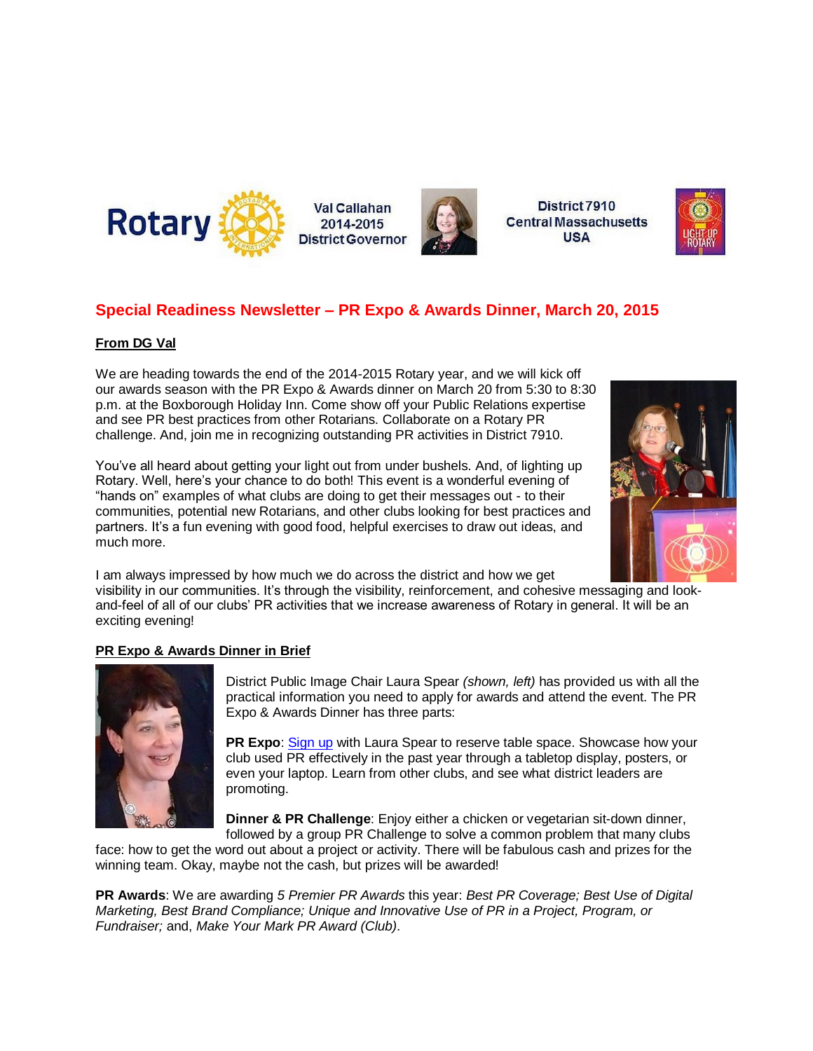Rotary

Val Callahan
2014-2015
District Governor

District 7910
Central Massachusetts
USA

## Special Readiness Newsletter – PR Expo & Awards Dinner, March 20, 2015

### From DG Val

We are heading towards the end of the 2014-2015 Rotary year, and we will kick off our awards season with the PR Expo & Awards dinner on March 20 from 5:30 to 8:30 p.m. at the Boxborough Holiday Inn. Come show off your Public Relations expertise and see PR best practices from other Rotarians. Collaborate on a Rotary PR challenge. And, join me in recognizing outstanding PR activities in District 7910.

You've all heard about getting your light out from under bushels. And, of lighting up Rotary. Well, here's your chance to do both! This event is a wonderful evening of "hands on" examples of what clubs are doing to get their messages out - to their communities, potential new Rotarians, and other clubs looking for best practices and partners. It's a fun evening with good food, helpful exercises to draw out ideas, and much more.

I am always impressed by how much we do across the district and how we get visibility in our communities. It's through the visibility, reinforcement, and cohesive messaging and look-and-feel of all of our clubs' PR activities that we increase awareness of Rotary in general. It will be an exciting evening!

### PR Expo & Awards Dinner in Brief

District Public Image Chair Laura Spear *(shown, left)* has provided us with all the practical information you need to apply for awards and attend the event. The PR Expo & Awards Dinner has three parts:

**PR Expo**: Sign up with Laura Spear to reserve table space. Showcase how your club used PR effectively in the past year through a tabletop display, posters, or even your laptop. Learn from other clubs, and see what district leaders are promoting.

**Dinner & PR Challenge**: Enjoy either a chicken or vegetarian sit-down dinner, followed by a group PR Challenge to solve a common problem that many clubs face: how to get the word out about a project or activity. There will be fabulous cash and prizes for the winning team. Okay, maybe not the cash, but prizes will be awarded!

**PR Awards**: We are awarding *5 Premier PR Awards* this year: *Best PR Coverage; Best Use of Digital Marketing, Best Brand Compliance; Unique and Innovative Use of PR in a Project, Program, or Fundraiser;* and, *Make Your Mark PR Award (Club).*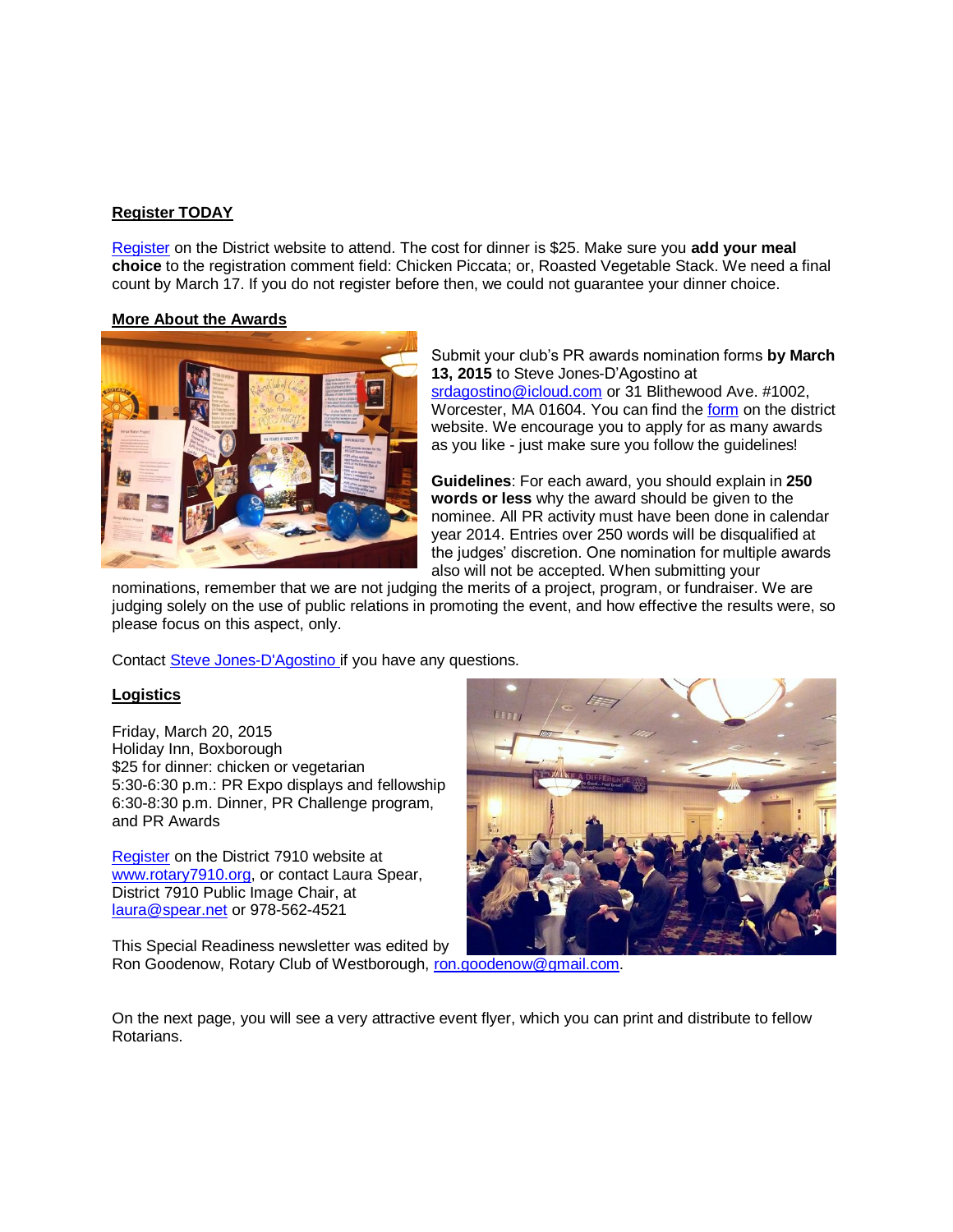**Register TODAY**

Register on the District website to attend. The cost for dinner is $25. Make sure you **add your meal choice** to the registration comment field: Chicken Piccata; or, Roasted Vegetable Stack. We need a final count by March 17. If you do not register before then, we could not guarantee your dinner choice.

**More About the Awards**

Submit your club's PR awards nomination forms **by March 13, 2015** to Steve Jones-D'Agostino at srdagostino@icloud.com or 31 Blithewood Ave. #1002, Worcester, MA 01604. You can find the form on the district website. We encourage you to apply for as many awards as you like - just make sure you follow the guidelines!

**Guidelines**: For each award, you should explain in **250 words or less** why the award should be given to the nominee. All PR activity must have been done in calendar year 2014. Entries over 250 words will be disqualified at the judges' discretion. One nomination for multiple awards also will not be accepted. When submitting your nominations, remember that we are not judging the merits of a project, program, or fundraiser. We are judging solely on the use of public relations in promoting the event, and how effective the results were, so please focus on this aspect, only.

Contact Steve Jones-D'Agostino if you have any questions.

**Logistics**

Friday, March 20, 2015
Holiday Inn, Boxborough
$25 for dinner: chicken or vegetarian
5:30-6:30 p.m.: PR Expo displays and fellowship
6:30-8:30 p.m. Dinner, PR Challenge program, and PR Awards

Register on the District 7910 website at www.rotary7910.org, or contact Laura Spear, District 7910 Public Image Chair, at laura@spear.net or 978-562-4521

This Special Readiness newsletter was edited by Ron Goodenow, Rotary Club of Westborough, ron.goodenow@gmail.com.

On the next page, you will see a very attractive event flyer, which you can print and distribute to fellow Rotarians.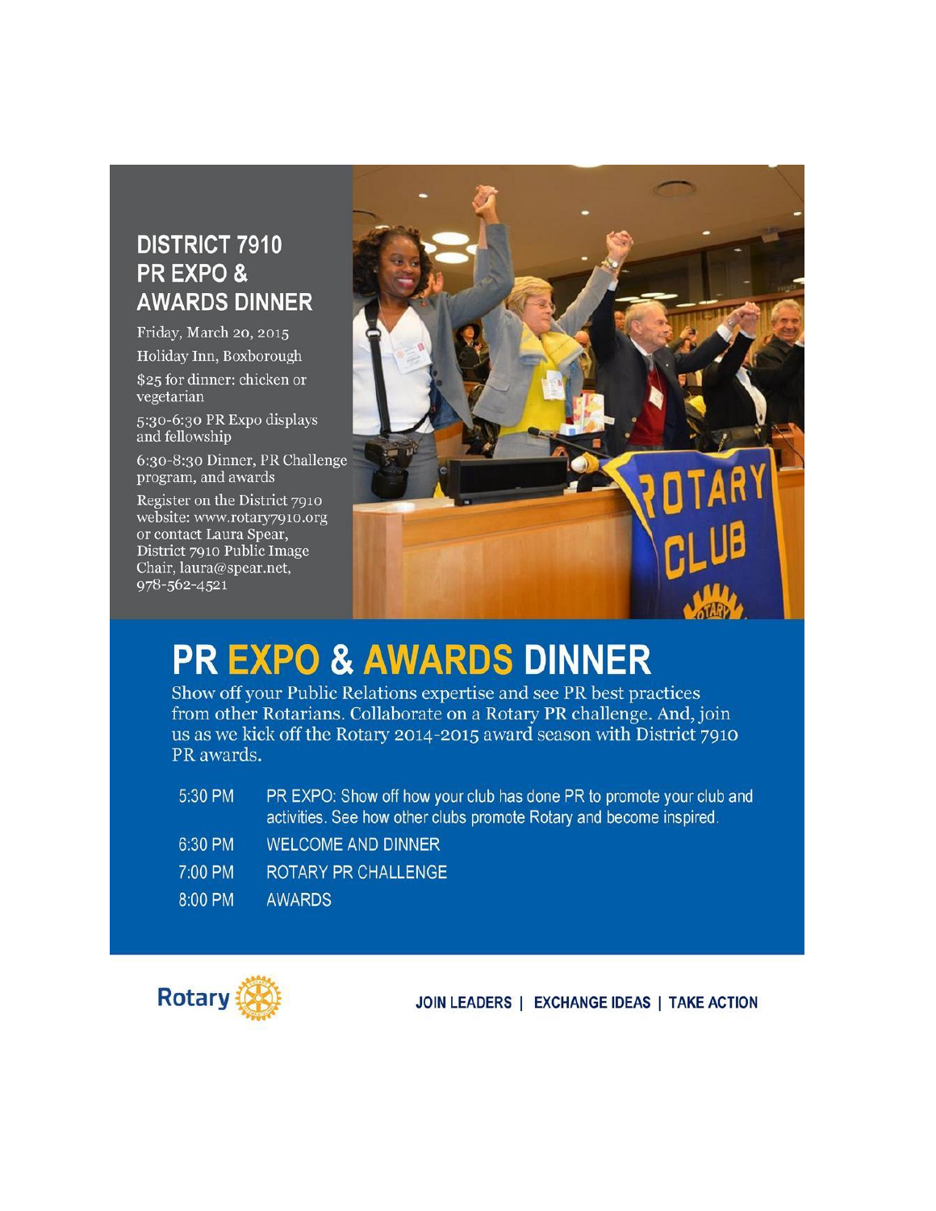## DISTRICT 7910 PR EXPO & AWARDS DINNER

Friday, March 20, 2015

Holiday Inn, Boxborough

$25 for dinner: chicken or vegetarian

5:30-6:30 PR Expo displays and fellowship

6:30-8:30 Dinner, PR Challenge program, and awards

Register on the District 7910 website: www.rotary7910.org or contact Laura Spear, District 7910 Public Image Chair, laura@spear.net, 978-562-4521

# PR EXPO & AWARDS DINNER

Show off your Public Relations expertise and see PR best practices from other Rotarians. Collaborate on a Rotary PR challenge. And, join us as we kick off the Rotary 2014-2015 award season with District 7910 PR awards.

| | |
|---|---|
| 5:30 PM | PR EXPO: Show off how your club has done PR to promote your club and activities. See how other clubs promote Rotary and become inspired. |
| 6:30 PM | WELCOME AND DINNER |
| 7:00 PM | ROTARY PR CHALLENGE |
| 8:00 PM | AWARDS |

Rotary

JOIN LEADERS | EXCHANGE IDEAS | TAKE ACTION